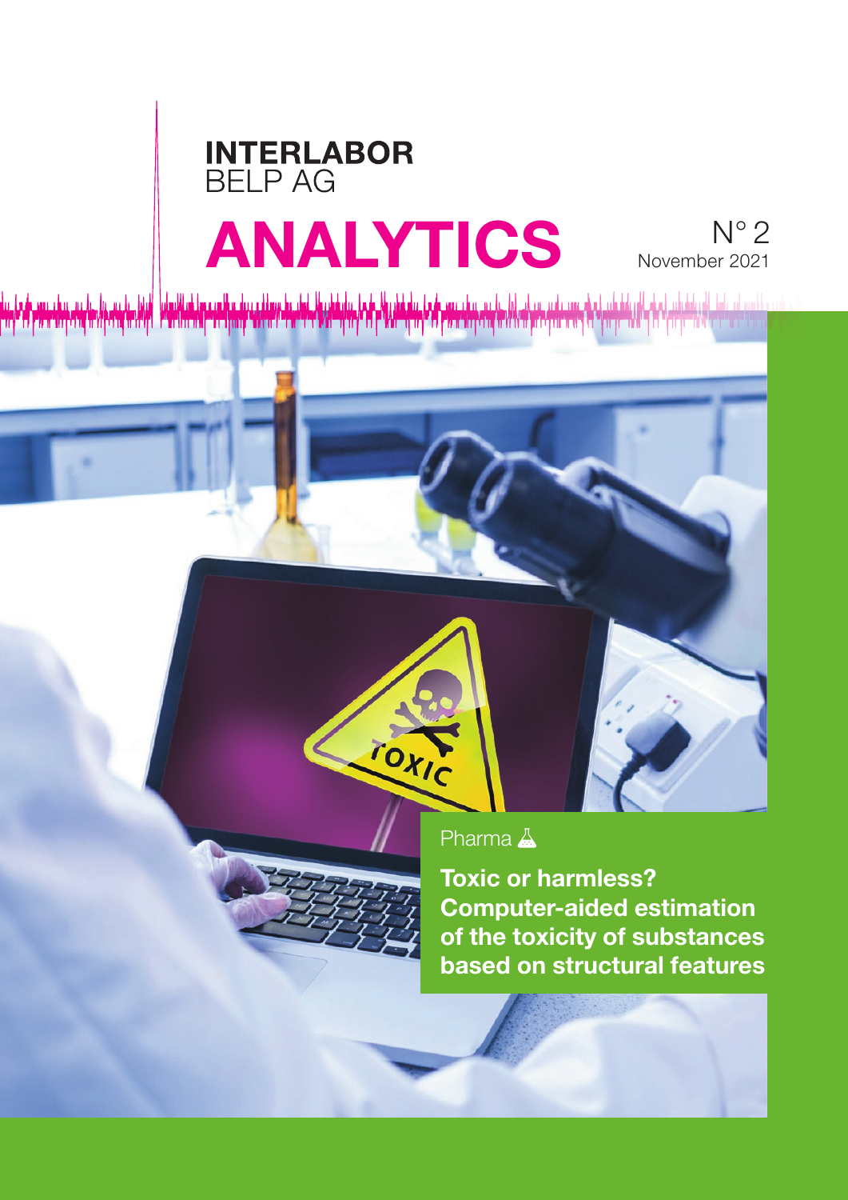**INTERLABOR**
BELP AG

# ANALYTICS

N° 2
November 2021

Pharma

## Toxic or harmless? Computer-aided estimation of the toxicity of substances based on structural features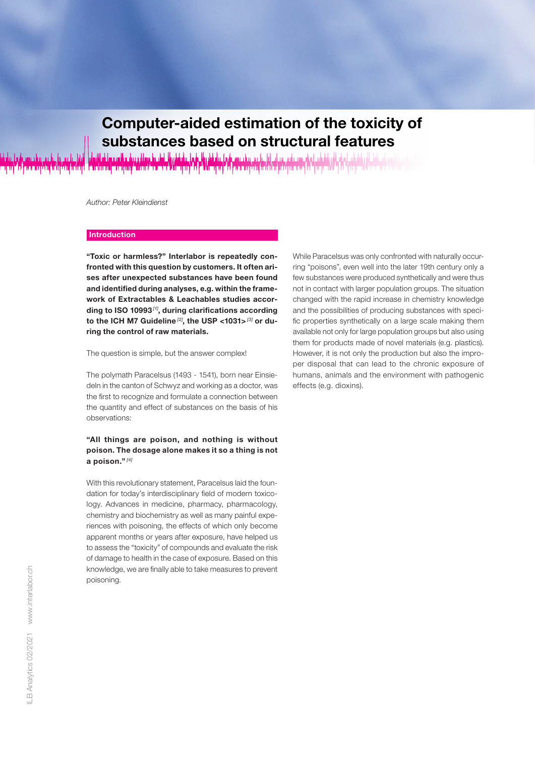# Computer-aided estimation of the toxicity of substances based on structural features

*Author: Peter Kleindienst*

## Introduction

**"Toxic or harmless?" Interlabor is repeatedly confronted with this question by customers. It often arises after unexpected substances have been found and identified during analyses, e.g. within the framework of Extractables & Leachables studies according to ISO 10993 [1], during clarifications according to the ICH M7 Guideline [2], the USP <1031> [3] or during the control of raw materials.**

The question is simple, but the answer complex!

The polymath Paracelsus (1493 - 1541), born near Einsiedeln in the canton of Schwyz and working as a doctor, was the first to recognize and formulate a connection between the quantity and effect of substances on the basis of his observations:

**"All things are poison, and nothing is without poison. The dosage alone makes it so a thing is not a poison."** [4]

With this revolutionary statement, Paracelsus laid the foundation for today's interdisciplinary field of modern toxicology. Advances in medicine, pharmacy, pharmacology, chemistry and biochemistry as well as many painful experiences with poisoning, the effects of which only become apparent months or years after exposure, have helped us to assess the "toxicity" of compounds and evaluate the risk of damage to health in the case of exposure. Based on this knowledge, we are finally able to take measures to prevent poisoning.

While Paracelsus was only confronted with naturally occurring "poisons", even well into the later 19th century only a few substances were produced synthetically and were thus not in contact with larger population groups. The situation changed with the rapid increase in chemistry knowledge and the possibilities of producing substances with specific properties synthetically on a large scale making them available not only for large population groups but also using them for products made of novel materials (e.g. plastics). However, it is not only the production but also the improper disposal that can lead to the chronic exposure of humans, animals and the environment with pathogenic effects (e.g. dioxins).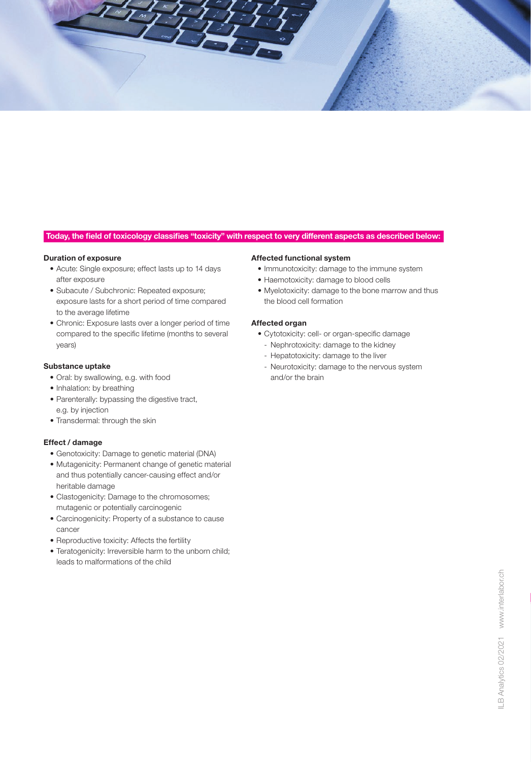**Today, the field of toxicology classifies “toxicity” with respect to very different aspects as described below:**

**Duration of exposure**

- Acute: Single exposure; effect lasts up to 14 days after exposure
- Subacute / Subchronic: Repeated exposure; exposure lasts for a short period of time compared to the average lifetime
- Chronic: Exposure lasts over a longer period of time compared to the specific lifetime (months to several years)

**Substance uptake**

- Oral: by swallowing, e.g. with food
- Inhalation: by breathing
- Parenterally: bypassing the digestive tract, e.g. by injection
- Transdermal: through the skin

**Effect / damage**

- Genotoxicity: Damage to genetic material (DNA)
- Mutagenicity: Permanent change of genetic material and thus potentially cancer-causing effect and/or heritable damage
- Clastogenicity: Damage to the chromosomes; mutagenic or potentially carcinogenic
- Carcinogenicity: Property of a substance to cause cancer
- Reproductive toxicity: Affects the fertility
- Teratogenicity: Irreversible harm to the unborn child; leads to malformations of the child

**Affected functional system**

- Immunotoxicity: damage to the immune system
- Haemotoxicity: damage to blood cells
- Myelotoxicity: damage to the bone marrow and thus the blood cell formation

**Affected organ**

- Cytotoxicity: cell- or organ-specific damage
  - Nephrotoxicity: damage to the kidney
  - Hepatotoxicity: damage to the liver
  - Neurotoxicity: damage to the nervous system and/or the brain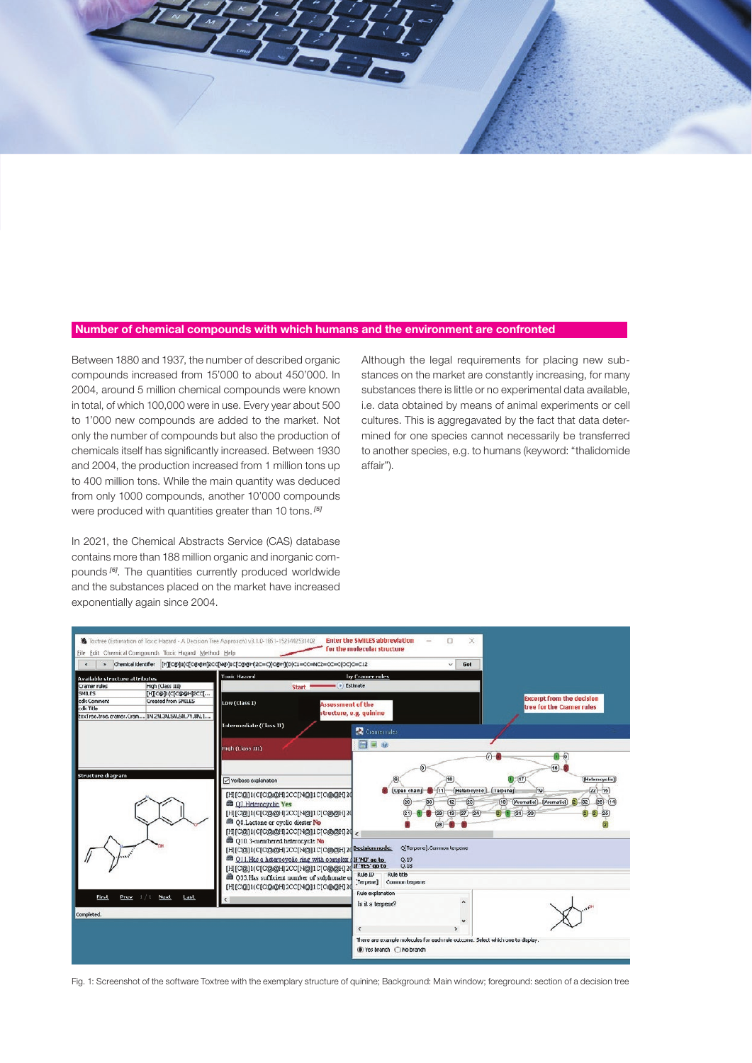## Number of chemical compounds with which humans and the environment are confronted

Between 1880 and 1937, the number of described organic compounds increased from 15'000 to about 450'000. In 2004, around 5 million chemical compounds were known in total, of which 100,000 were in use. Every year about 500 to 1'000 new compounds are added to the market. Not only the number of compounds but also the production of chemicals itself has significantly increased. Between 1930 and 2004, the production increased from 1 million tons up to 400 million tons. While the main quantity was deduced from only 1000 compounds, another 10'000 compounds were produced with quantities greater than 10 tons. [5]

In 2021, the Chemical Abstracts Service (CAS) database contains more than 188 million organic and inorganic compounds [6]. The quantities currently produced worldwide and the substances placed on the market have increased exponentially again since 2004.

Although the legal requirements for placing new substances on the market are constantly increasing, for many substances there is little or no experimental data available, i.e. data obtained by means of animal experiments or cell cultures. This is aggregavated by the fact that data determined for one species cannot necessarily be transferred to another species, e.g. to humans (keyword: "thalidomide affair").

Fig. 1: Screenshot of the software Toxtree with the exemplary structure of quinine; Background: Main window; foreground: section of a decision tree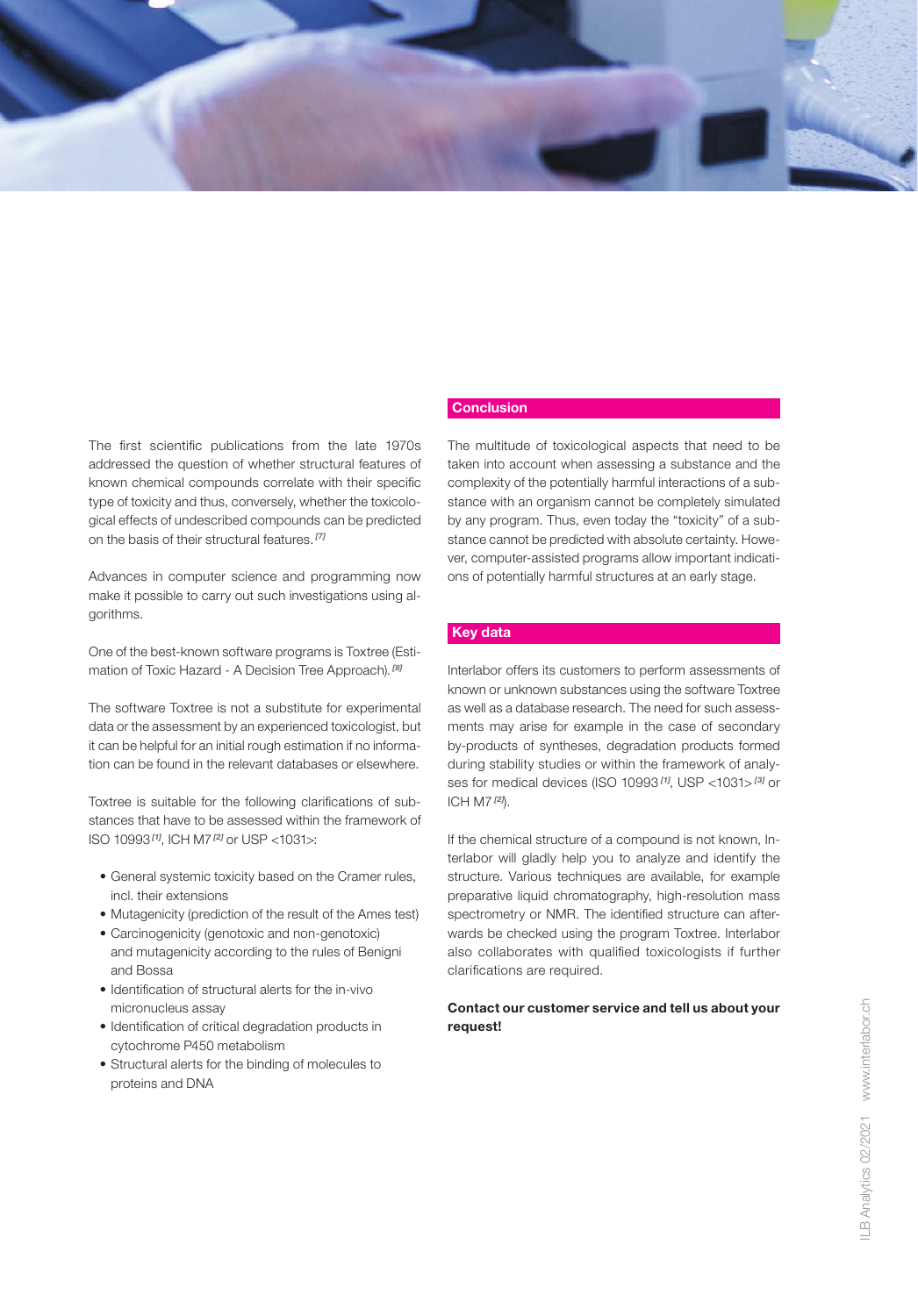The first scientific publications from the late 1970s addressed the question of whether structural features of known chemical compounds correlate with their specific type of toxicity and thus, conversely, whether the toxicological effects of undescribed compounds can be predicted on the basis of their structural features.[7]

Advances in computer science and programming now make it possible to carry out such investigations using algorithms.

One of the best-known software programs is Toxtree (Estimation of Toxic Hazard - A Decision Tree Approach).[8]

The software Toxtree is not a substitute for experimental data or the assessment by an experienced toxicologist, but it can be helpful for an initial rough estimation if no information can be found in the relevant databases or elsewhere.

Toxtree is suitable for the following clarifications of substances that have to be assessed within the framework of ISO 10993[1], ICH M7[2] or USP <1031>:

- General systemic toxicity based on the Cramer rules, incl. their extensions
- Mutagenicity (prediction of the result of the Ames test)
- Carcinogenicity (genotoxic and non-genotoxic) and mutagenicity according to the rules of Benigni and Bossa
- Identification of structural alerts for the in-vivo micronucleus assay
- Identification of critical degradation products in cytochrome P450 metabolism
- Structural alerts for the binding of molecules to proteins and DNA

## Conclusion

The multitude of toxicological aspects that need to be taken into account when assessing a substance and the complexity of the potentially harmful interactions of a substance with an organism cannot be completely simulated by any program. Thus, even today the "toxicity" of a substance cannot be predicted with absolute certainty. However, computer-assisted programs allow important indications of potentially harmful structures at an early stage.

## Key data

Interlabor offers its customers to perform assessments of known or unknown substances using the software Toxtree as well as a database research. The need for such assessments may arise for example in the case of secondary by-products of syntheses, degradation products formed during stability studies or within the framework of analyses for medical devices (ISO 10993[1], USP <1031>[3] or ICH M7[2]).

If the chemical structure of a compound is not known, Interlabor will gladly help you to analyze and identify the structure. Various techniques are available, for example preparative liquid chromatography, high-resolution mass spectrometry or NMR. The identified structure can afterwards be checked using the program Toxtree. Interlabor also collaborates with qualified toxicologists if further clarifications are required.

**Contact our customer service and tell us about your request!**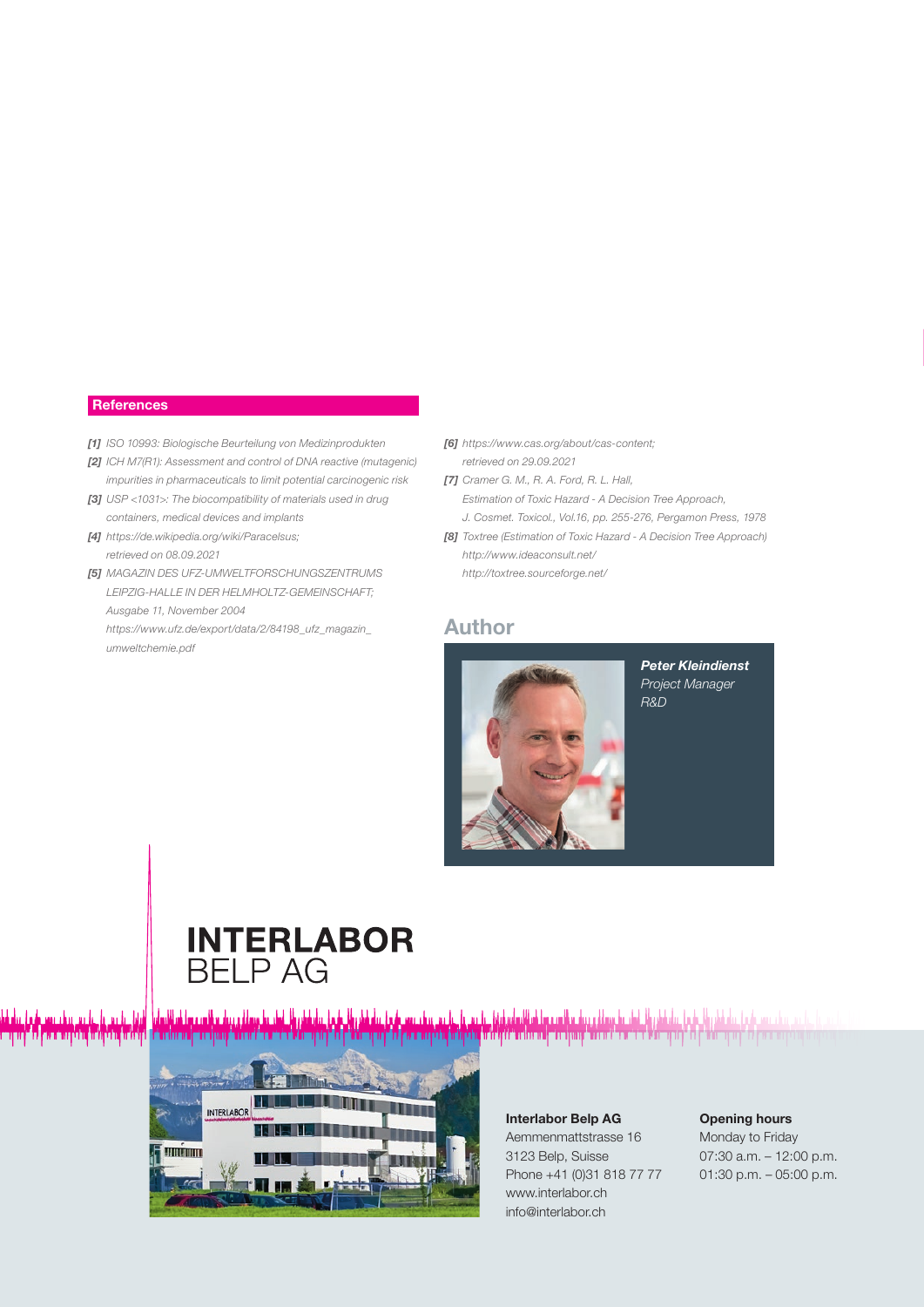## References

*[1]* *ISO 10993: Biologische Beurteilung von Medizinprodukten*

*[2]* *ICH M7(R1): Assessment and control of DNA reactive (mutagenic) impurities in pharmaceuticals to limit potential carcinogenic risk*

*[3]* *USP <1031>: The biocompatibility of materials used in drug containers, medical devices and implants*

*[4]* *https://de.wikipedia.org/wiki/Paracelsus; retrieved on 08.09.2021*

*[5]* *MAGAZIN DES UFZ-UMWELTFORSCHUNGSZENTRUMS LEIPZIG-HALLE IN DER HELMHOLTZ-GEMEINSCHAFT; Ausgabe 11, November 2004 https://www.ufz.de/export/data/2/84198_ufz_magazin_umweltchemie.pdf*

*[6]* *https://www.cas.org/about/cas-content; retrieved on 29.09.2021*

*[7]* *Cramer G. M., R. A. Ford, R. L. Hall, Estimation of Toxic Hazard - A Decision Tree Approach, J. Cosmet. Toxicol., Vol.16, pp. 255-276, Pergamon Press, 1978*

*[8]* *Toxtree (Estimation of Toxic Hazard - A Decision Tree Approach) http://www.ideaconsult.net/ http://toxtree.sourceforge.net/*

## Author

***Peter Kleindienst***
*Project Manager*
*R&D*

**INTERLABOR**
BELP AG

**Interlabor Belp AG**
Aemmenmattstrasse 16
3123 Belp, Suisse
Phone +41 (0)31 818 77 77
www.interlabor.ch
info@interlabor.ch

**Opening hours**
Monday to Friday
07:30 a.m. – 12:00 p.m.
01:30 p.m. – 05:00 p.m.